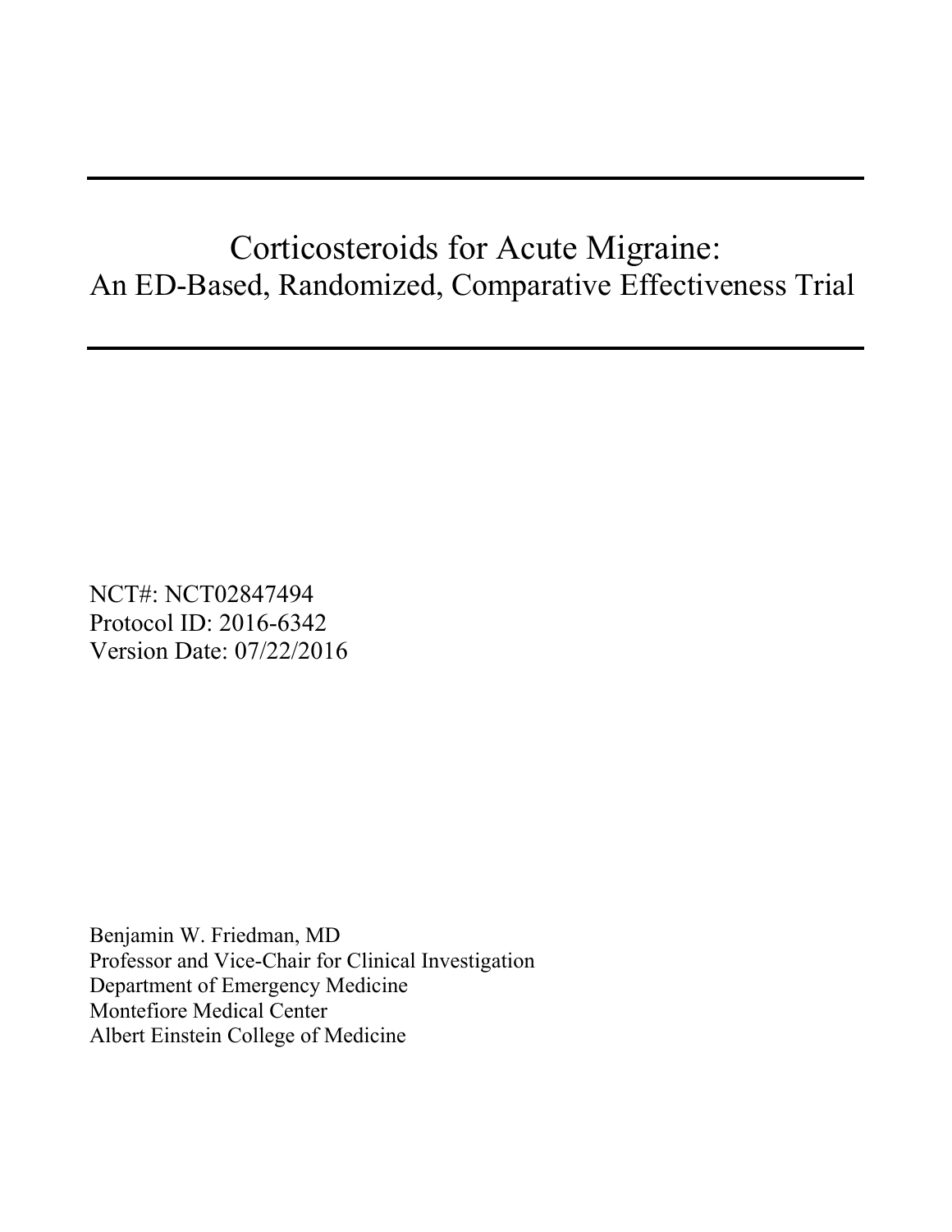# Corticosteroids for Acute Migraine:
## An ED-Based, Randomized, Comparative Effectiveness Trial

NCT#: NCT02847494
Protocol ID: 2016-6342
Version Date: 07/22/2016

Benjamin W. Friedman, MD
Professor and Vice-Chair for Clinical Investigation
Department of Emergency Medicine
Montefiore Medical Center
Albert Einstein College of Medicine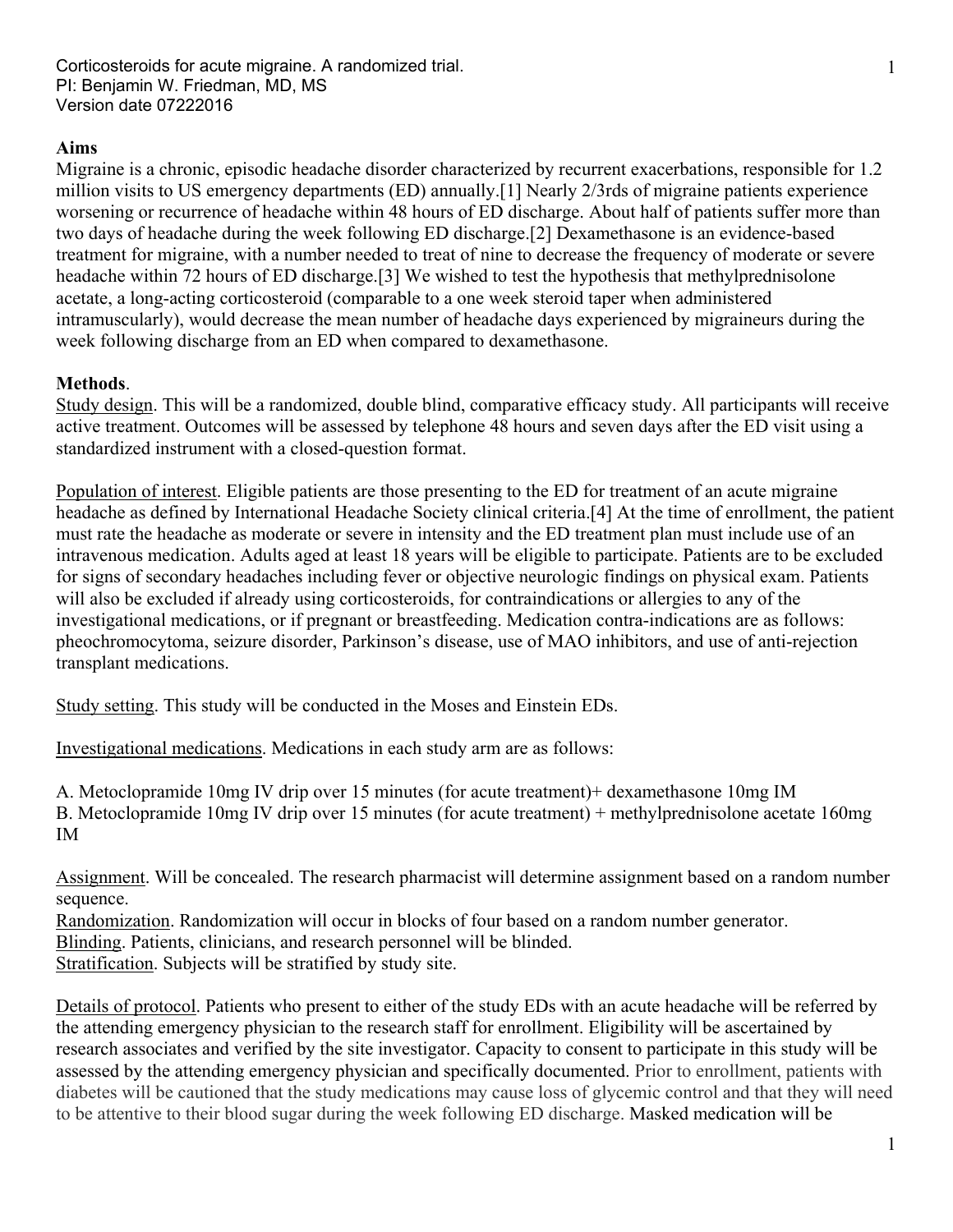Corticosteroids for acute migraine. A randomized trial.
PI: Benjamin W. Friedman, MD, MS
Version date 07222016

**Aims**

Migraine is a chronic, episodic headache disorder characterized by recurrent exacerbations, responsible for 1.2 million visits to US emergency departments (ED) annually.[1] Nearly 2/3rds of migraine patients experience worsening or recurrence of headache within 48 hours of ED discharge. About half of patients suffer more than two days of headache during the week following ED discharge.[2] Dexamethasone is an evidence-based treatment for migraine, with a number needed to treat of nine to decrease the frequency of moderate or severe headache within 72 hours of ED discharge.[3] We wished to test the hypothesis that methylprednisolone acetate, a long-acting corticosteroid (comparable to a one week steroid taper when administered intramuscularly), would decrease the mean number of headache days experienced by migraineurs during the week following discharge from an ED when compared to dexamethasone.

**Methods**.

Study design. This will be a randomized, double blind, comparative efficacy study. All participants will receive active treatment. Outcomes will be assessed by telephone 48 hours and seven days after the ED visit using a standardized instrument with a closed-question format.

Population of interest. Eligible patients are those presenting to the ED for treatment of an acute migraine headache as defined by International Headache Society clinical criteria.[4] At the time of enrollment, the patient must rate the headache as moderate or severe in intensity and the ED treatment plan must include use of an intravenous medication. Adults aged at least 18 years will be eligible to participate. Patients are to be excluded for signs of secondary headaches including fever or objective neurologic findings on physical exam. Patients will also be excluded if already using corticosteroids, for contraindications or allergies to any of the investigational medications, or if pregnant or breastfeeding. Medication contra-indications are as follows: pheochromocytoma, seizure disorder, Parkinson's disease, use of MAO inhibitors, and use of anti-rejection transplant medications.

Study setting. This study will be conducted in the Moses and Einstein EDs.

Investigational medications. Medications in each study arm are as follows:

A. Metoclopramide 10mg IV drip over 15 minutes (for acute treatment)+ dexamethasone 10mg IM
B. Metoclopramide 10mg IV drip over 15 minutes (for acute treatment) + methylprednisolone acetate 160mg IM

Assignment. Will be concealed. The research pharmacist will determine assignment based on a random number sequence.
Randomization. Randomization will occur in blocks of four based on a random number generator.
Blinding. Patients, clinicians, and research personnel will be blinded.
Stratification. Subjects will be stratified by study site.

Details of protocol. Patients who present to either of the study EDs with an acute headache will be referred by the attending emergency physician to the research staff for enrollment. Eligibility will be ascertained by research associates and verified by the site investigator. Capacity to consent to participate in this study will be assessed by the attending emergency physician and specifically documented. Prior to enrollment, patients with diabetes will be cautioned that the study medications may cause loss of glycemic control and that they will need to be attentive to their blood sugar during the week following ED discharge. Masked medication will be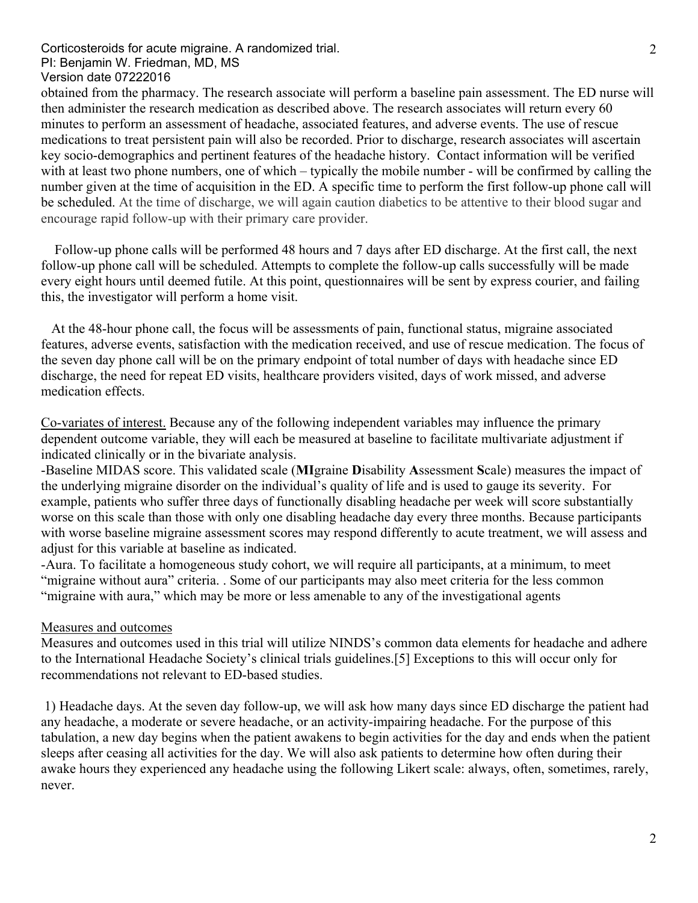obtained from the pharmacy. The research associate will perform a baseline pain assessment. The ED nurse will then administer the research medication as described above. The research associates will return every 60 minutes to perform an assessment of headache, associated features, and adverse events. The use of rescue medications to treat persistent pain will also be recorded. Prior to discharge, research associates will ascertain key socio-demographics and pertinent features of the headache history. Contact information will be verified with at least two phone numbers, one of which – typically the mobile number - will be confirmed by calling the number given at the time of acquisition in the ED. A specific time to perform the first follow-up phone call will be scheduled. At the time of discharge, we will again caution diabetics to be attentive to their blood sugar and encourage rapid follow-up with their primary care provider.

Follow-up phone calls will be performed 48 hours and 7 days after ED discharge. At the first call, the next follow-up phone call will be scheduled. Attempts to complete the follow-up calls successfully will be made every eight hours until deemed futile. At this point, questionnaires will be sent by express courier, and failing this, the investigator will perform a home visit.

At the 48-hour phone call, the focus will be assessments of pain, functional status, migraine associated features, adverse events, satisfaction with the medication received, and use of rescue medication. The focus of the seven day phone call will be on the primary endpoint of total number of days with headache since ED discharge, the need for repeat ED visits, healthcare providers visited, days of work missed, and adverse medication effects.

Co-variates of interest. Because any of the following independent variables may influence the primary dependent outcome variable, they will each be measured at baseline to facilitate multivariate adjustment if indicated clinically or in the bivariate analysis.

-Baseline MIDAS score. This validated scale (**MI**graine **D**isability **A**ssessment **S**cale) measures the impact of the underlying migraine disorder on the individual's quality of life and is used to gauge its severity. For example, patients who suffer three days of functionally disabling headache per week will score substantially worse on this scale than those with only one disabling headache day every three months. Because participants with worse baseline migraine assessment scores may respond differently to acute treatment, we will assess and adjust for this variable at baseline as indicated.

-Aura. To facilitate a homogeneous study cohort, we will require all participants, at a minimum, to meet "migraine without aura" criteria. . Some of our participants may also meet criteria for the less common "migraine with aura," which may be more or less amenable to any of the investigational agents

Measures and outcomes

Measures and outcomes used in this trial will utilize NINDS's common data elements for headache and adhere to the International Headache Society's clinical trials guidelines.[5] Exceptions to this will occur only for recommendations not relevant to ED-based studies.

1) Headache days. At the seven day follow-up, we will ask how many days since ED discharge the patient had any headache, a moderate or severe headache, or an activity-impairing headache. For the purpose of this tabulation, a new day begins when the patient awakens to begin activities for the day and ends when the patient sleeps after ceasing all activities for the day. We will also ask patients to determine how often during their awake hours they experienced any headache using the following Likert scale: always, often, sometimes, rarely, never.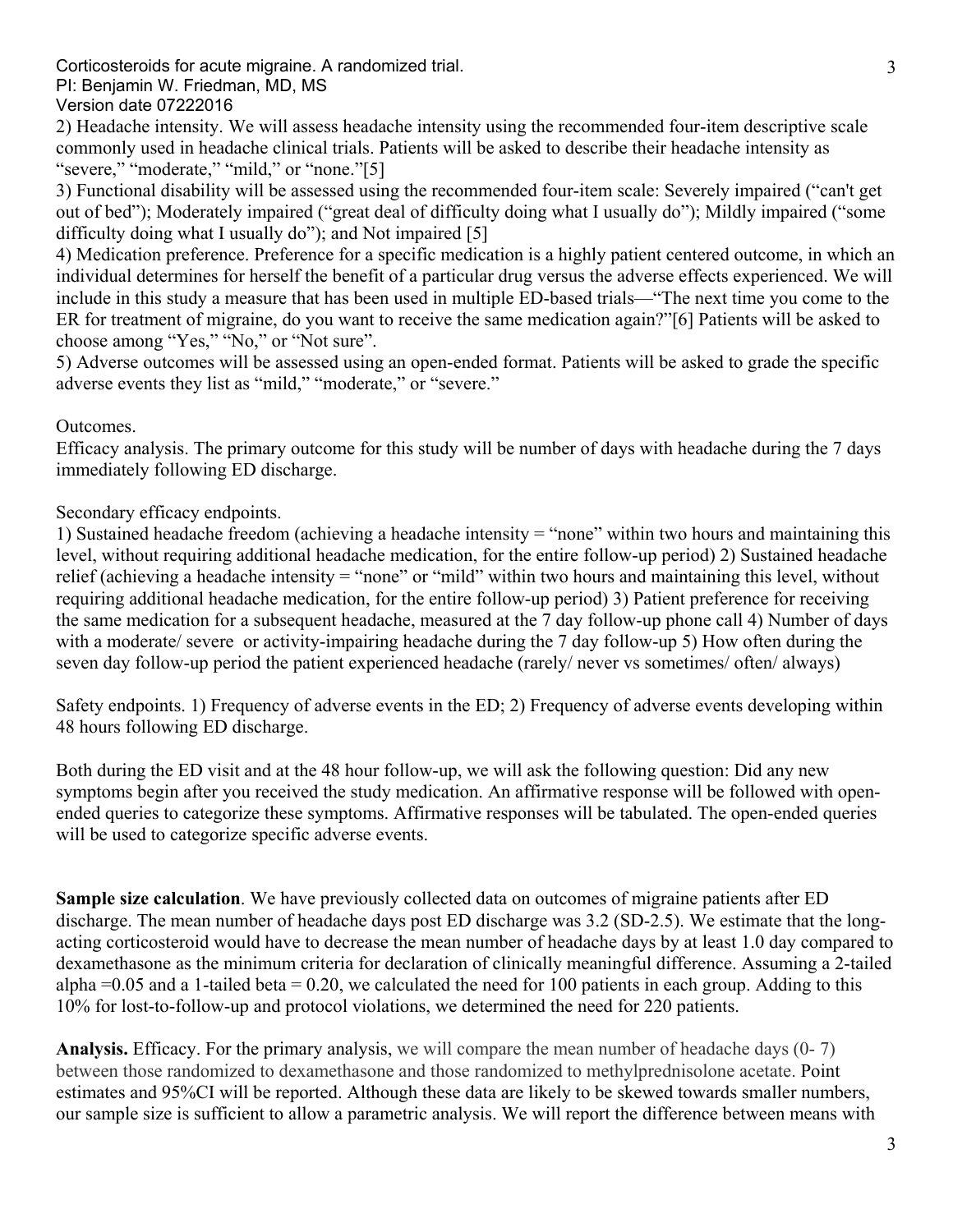2) Headache intensity. We will assess headache intensity using the recommended four-item descriptive scale commonly used in headache clinical trials. Patients will be asked to describe their headache intensity as "severe," "moderate," "mild," or "none."[5]

3) Functional disability will be assessed using the recommended four-item scale: Severely impaired ("can't get out of bed"); Moderately impaired ("great deal of difficulty doing what I usually do"); Mildly impaired ("some difficulty doing what I usually do"); and Not impaired [5]

4) Medication preference. Preference for a specific medication is a highly patient centered outcome, in which an individual determines for herself the benefit of a particular drug versus the adverse effects experienced. We will include in this study a measure that has been used in multiple ED-based trials—"The next time you come to the ER for treatment of migraine, do you want to receive the same medication again?"[6] Patients will be asked to choose among "Yes," "No," or "Not sure".

5) Adverse outcomes will be assessed using an open-ended format. Patients will be asked to grade the specific adverse events they list as "mild," "moderate," or "severe."

Outcomes.

Efficacy analysis. The primary outcome for this study will be number of days with headache during the 7 days immediately following ED discharge.

Secondary efficacy endpoints.

1) Sustained headache freedom (achieving a headache intensity = "none" within two hours and maintaining this level, without requiring additional headache medication, for the entire follow-up period) 2) Sustained headache relief (achieving a headache intensity = "none" or "mild" within two hours and maintaining this level, without requiring additional headache medication, for the entire follow-up period) 3) Patient preference for receiving the same medication for a subsequent headache, measured at the 7 day follow-up phone call 4) Number of days with a moderate/ severe or activity-impairing headache during the 7 day follow-up 5) How often during the seven day follow-up period the patient experienced headache (rarely/ never vs sometimes/ often/ always)

Safety endpoints. 1) Frequency of adverse events in the ED; 2) Frequency of adverse events developing within 48 hours following ED discharge.

Both during the ED visit and at the 48 hour follow-up, we will ask the following question: Did any new symptoms begin after you received the study medication. An affirmative response will be followed with open-ended queries to categorize these symptoms. Affirmative responses will be tabulated. The open-ended queries will be used to categorize specific adverse events.

**Sample size calculation**. We have previously collected data on outcomes of migraine patients after ED discharge. The mean number of headache days post ED discharge was 3.2 (SD-2.5). We estimate that the long-acting corticosteroid would have to decrease the mean number of headache days by at least 1.0 day compared to dexamethasone as the minimum criteria for declaration of clinically meaningful difference. Assuming a 2-tailed alpha =0.05 and a 1-tailed beta = 0.20, we calculated the need for 100 patients in each group. Adding to this 10% for lost-to-follow-up and protocol violations, we determined the need for 220 patients.

**Analysis.** Efficacy. For the primary analysis, we will compare the mean number of headache days (0- 7) between those randomized to dexamethasone and those randomized to methylprednisolone acetate. Point estimates and 95%CI will be reported. Although these data are likely to be skewed towards smaller numbers, our sample size is sufficient to allow a parametric analysis. We will report the difference between means with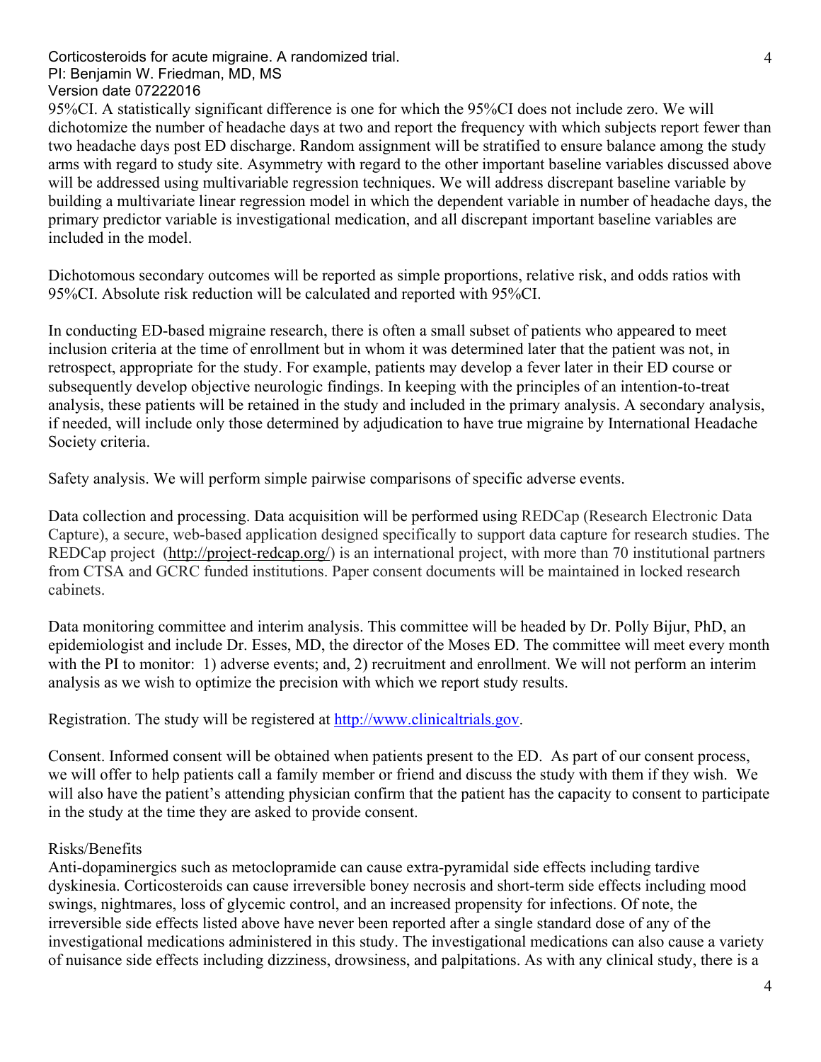95%CI. A statistically significant difference is one for which the 95%CI does not include zero. We will dichotomize the number of headache days at two and report the frequency with which subjects report fewer than two headache days post ED discharge. Random assignment will be stratified to ensure balance among the study arms with regard to study site. Asymmetry with regard to the other important baseline variables discussed above will be addressed using multivariable regression techniques. We will address discrepant baseline variable by building a multivariate linear regression model in which the dependent variable in number of headache days, the primary predictor variable is investigational medication, and all discrepant important baseline variables are included in the model.

Dichotomous secondary outcomes will be reported as simple proportions, relative risk, and odds ratios with 95%CI. Absolute risk reduction will be calculated and reported with 95%CI.

In conducting ED-based migraine research, there is often a small subset of patients who appeared to meet inclusion criteria at the time of enrollment but in whom it was determined later that the patient was not, in retrospect, appropriate for the study. For example, patients may develop a fever later in their ED course or subsequently develop objective neurologic findings. In keeping with the principles of an intention-to-treat analysis, these patients will be retained in the study and included in the primary analysis. A secondary analysis, if needed, will include only those determined by adjudication to have true migraine by International Headache Society criteria.

Safety analysis. We will perform simple pairwise comparisons of specific adverse events.

Data collection and processing. Data acquisition will be performed using REDCap (Research Electronic Data Capture), a secure, web-based application designed specifically to support data capture for research studies. The REDCap project (http://project-redcap.org/) is an international project, with more than 70 institutional partners from CTSA and GCRC funded institutions. Paper consent documents will be maintained in locked research cabinets.

Data monitoring committee and interim analysis. This committee will be headed by Dr. Polly Bijur, PhD, an epidemiologist and include Dr. Esses, MD, the director of the Moses ED. The committee will meet every month with the PI to monitor: 1) adverse events; and, 2) recruitment and enrollment. We will not perform an interim analysis as we wish to optimize the precision with which we report study results.

Registration. The study will be registered at http://www.clinicaltrials.gov.

Consent. Informed consent will be obtained when patients present to the ED. As part of our consent process, we will offer to help patients call a family member or friend and discuss the study with them if they wish. We will also have the patient's attending physician confirm that the patient has the capacity to consent to participate in the study at the time they are asked to provide consent.

Risks/Benefits

Anti-dopaminergics such as metoclopramide can cause extra-pyramidal side effects including tardive dyskinesia. Corticosteroids can cause irreversible boney necrosis and short-term side effects including mood swings, nightmares, loss of glycemic control, and an increased propensity for infections. Of note, the irreversible side effects listed above have never been reported after a single standard dose of any of the investigational medications administered in this study. The investigational medications can also cause a variety of nuisance side effects including dizziness, drowsiness, and palpitations. As with any clinical study, there is a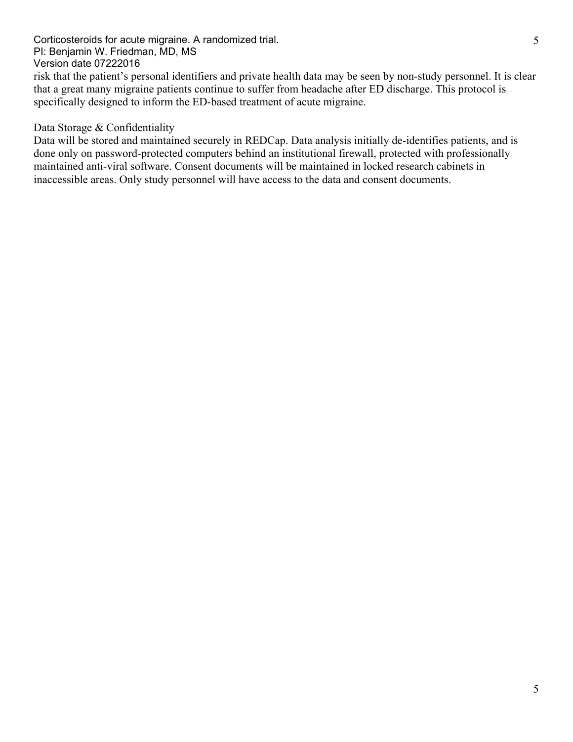risk that the patient's personal identifiers and private health data may be seen by non-study personnel. It is clear that a great many migraine patients continue to suffer from headache after ED discharge. This protocol is specifically designed to inform the ED-based treatment of acute migraine.

Data Storage & Confidentiality

Data will be stored and maintained securely in REDCap. Data analysis initially de-identifies patients, and is done only on password-protected computers behind an institutional firewall, protected with professionally maintained anti-viral software. Consent documents will be maintained in locked research cabinets in inaccessible areas. Only study personnel will have access to the data and consent documents.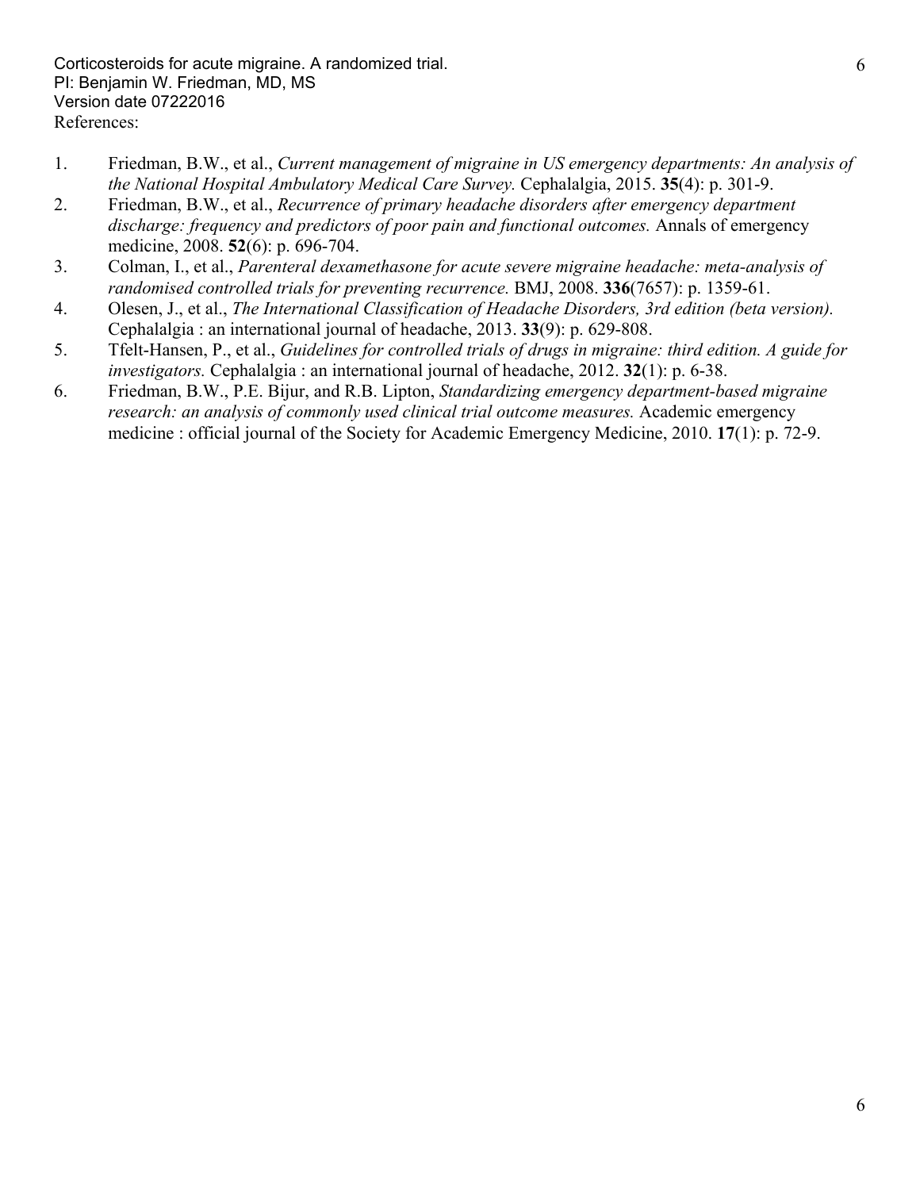References:

1. Friedman, B.W., et al., *Current management of migraine in US emergency departments: An analysis of the National Hospital Ambulatory Medical Care Survey.* Cephalalgia, 2015. **35**(4): p. 301-9.
2. Friedman, B.W., et al., *Recurrence of primary headache disorders after emergency department discharge: frequency and predictors of poor pain and functional outcomes.* Annals of emergency medicine, 2008. **52**(6): p. 696-704.
3. Colman, I., et al., *Parenteral dexamethasone for acute severe migraine headache: meta-analysis of randomised controlled trials for preventing recurrence.* BMJ, 2008. **336**(7657): p. 1359-61.
4. Olesen, J., et al., *The International Classification of Headache Disorders, 3rd edition (beta version).* Cephalalgia : an international journal of headache, 2013. **33**(9): p. 629-808.
5. Tfelt-Hansen, P., et al., *Guidelines for controlled trials of drugs in migraine: third edition. A guide for investigators.* Cephalalgia : an international journal of headache, 2012. **32**(1): p. 6-38.
6. Friedman, B.W., P.E. Bijur, and R.B. Lipton, *Standardizing emergency department-based migraine research: an analysis of commonly used clinical trial outcome measures.* Academic emergency medicine : official journal of the Society for Academic Emergency Medicine, 2010. **17**(1): p. 72-9.